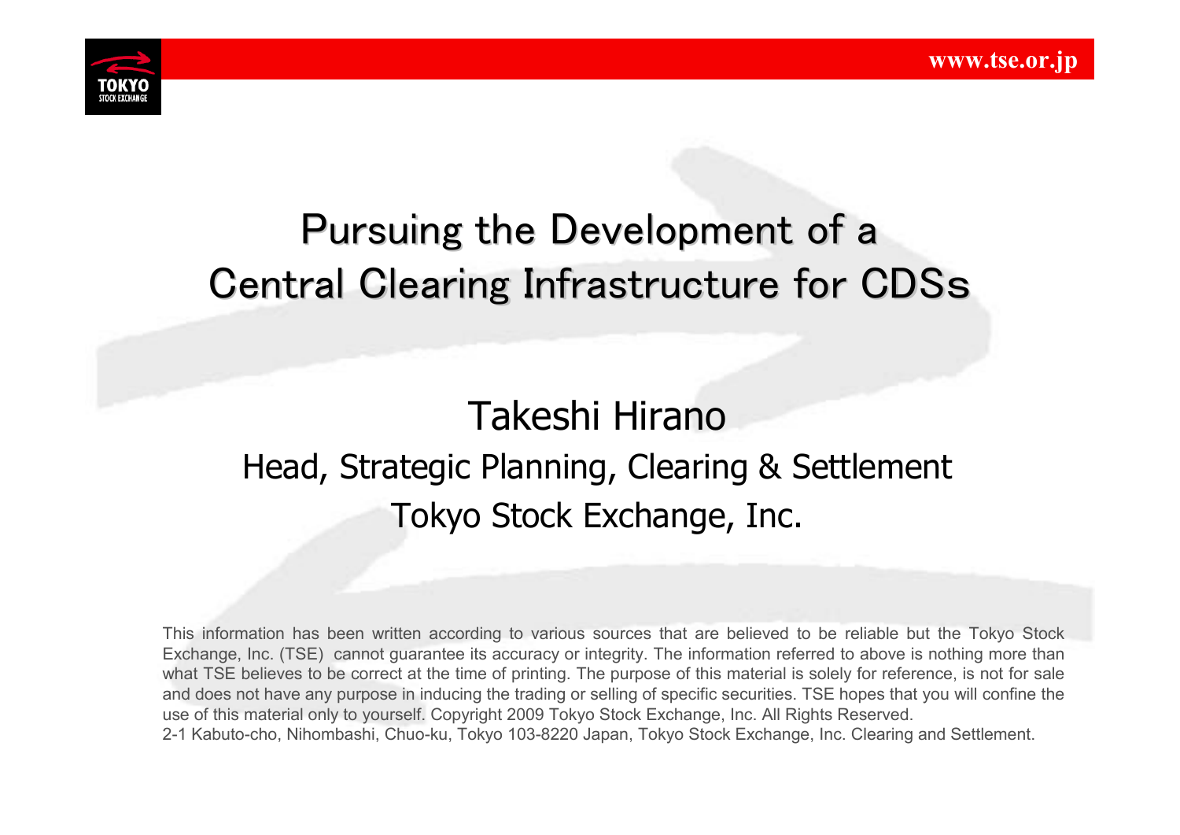# Pursuing the Development of a Central Clearing Infrastructure for CDSs

Takeshi Hirano

Head, Strategic Planning, Clearing & Settlement

Tokyo Stock Exchange, Inc.

This information has been written according to various sources that are believed to be reliable but the Tokyo Stock Exchange, Inc. (TSE) cannot guarantee its accuracy or integrity. The information referred to above is nothing more than what TSE believes to be correct at the time of printing. The purpose of this material is solely for reference, is not for sale and does not have any purpose in inducing the trading or selling of specific securities. TSE hopes that you will confine the use of this material only to yourself. Copyright 2009 Tokyo Stock Exchange, Inc. All Rights Reserved.
2-1 Kabuto-cho, Nihombashi, Chuo-ku, Tokyo 103-8220 Japan, Tokyo Stock Exchange, Inc. Clearing and Settlement.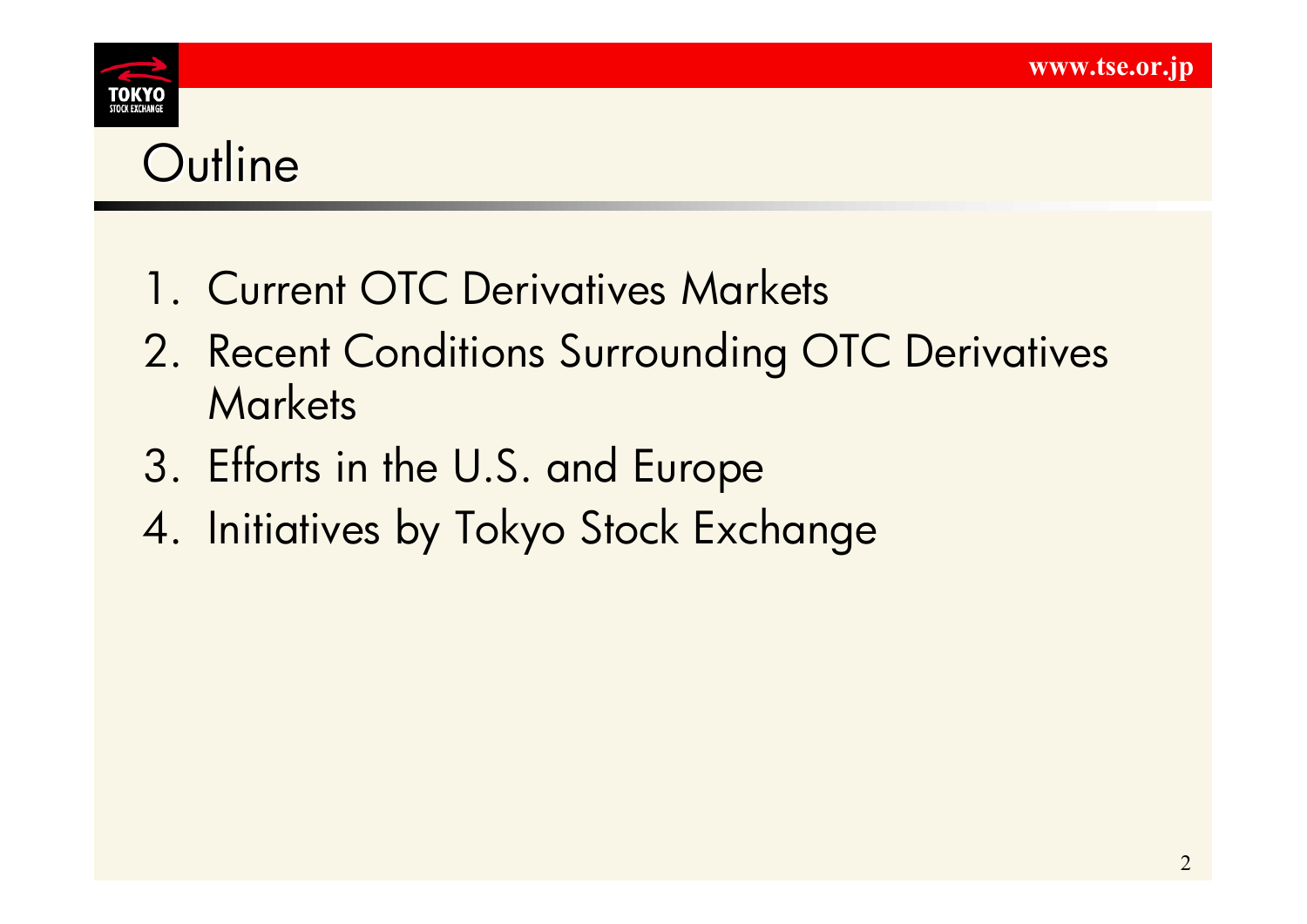# Outline

1. Current OTC Derivatives Markets
2. Recent Conditions Surrounding OTC Derivatives Markets
3. Efforts in the U.S. and Europe
4. Initiatives by Tokyo Stock Exchange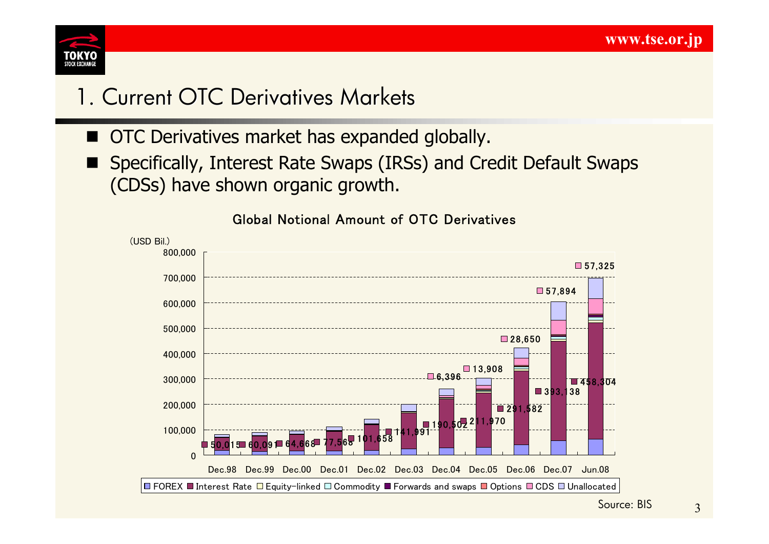# 1. Current OTC Derivatives Markets

- OTC Derivatives market has expanded globally.
- Specifically, Interest Rate Swaps (IRSs) and Credit Default Swaps (CDSs) have shown organic growth.

**Global Notional Amount of OTC Derivatives**

(USD Bil.)

| Period | Interest Rate | CDS |
|---|---|---|
| Dec.98 | 50,015 | |
| Dec.99 | 60,091 | |
| Dec.00 | 64,668 | |
| Dec.01 | 77,568 | |
| Dec.02 | 101,658 | |
| Dec.03 | 141,991 | |
| Dec.04 | 190,502 | 6,396 |
| Dec.05 | 211,970 | 13,908 |
| Dec.06 | 291,582 | 28,650 |
| Dec.07 | 393,138 | 57,894 |
| Jun.08 | 458,304 | 57,325 |

Legend: FOREX, Interest Rate, Equity-linked, Commodity, Forwards and swaps, Options, CDS, Unallocated

Source: BIS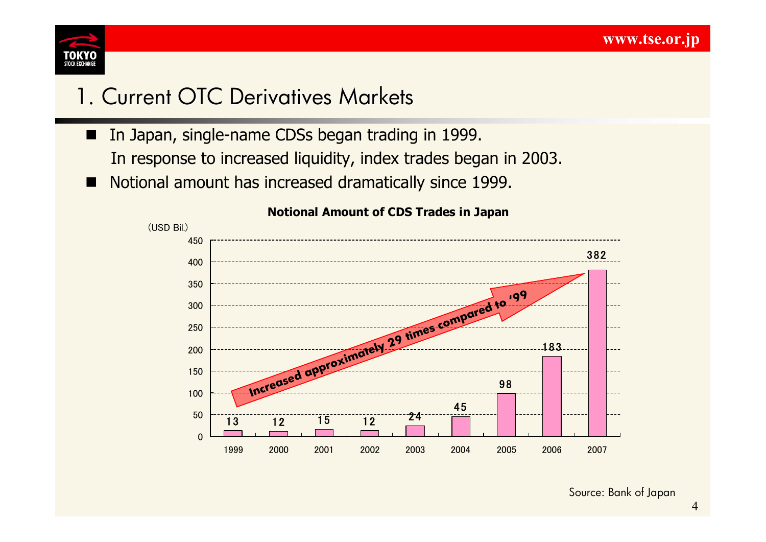# 1. Current OTC Derivatives Markets

- In Japan, single-name CDSs began trading in 1999.
  In response to increased liquidity, index trades began in 2003.
- Notional amount has increased dramatically since 1999.

**Notional Amount of CDS Trades in Japan**

(USD Bil.)

| Year | Notional Amount |
|---|---|
| 1999 | 13 |
| 2000 | 12 |
| 2001 | 15 |
| 2002 | 12 |
| 2003 | 24 |
| 2004 | 45 |
| 2005 | 98 |
| 2006 | 183 |
| 2007 | 382 |

Increased approximately 29 times compared to '99

Source: Bank of Japan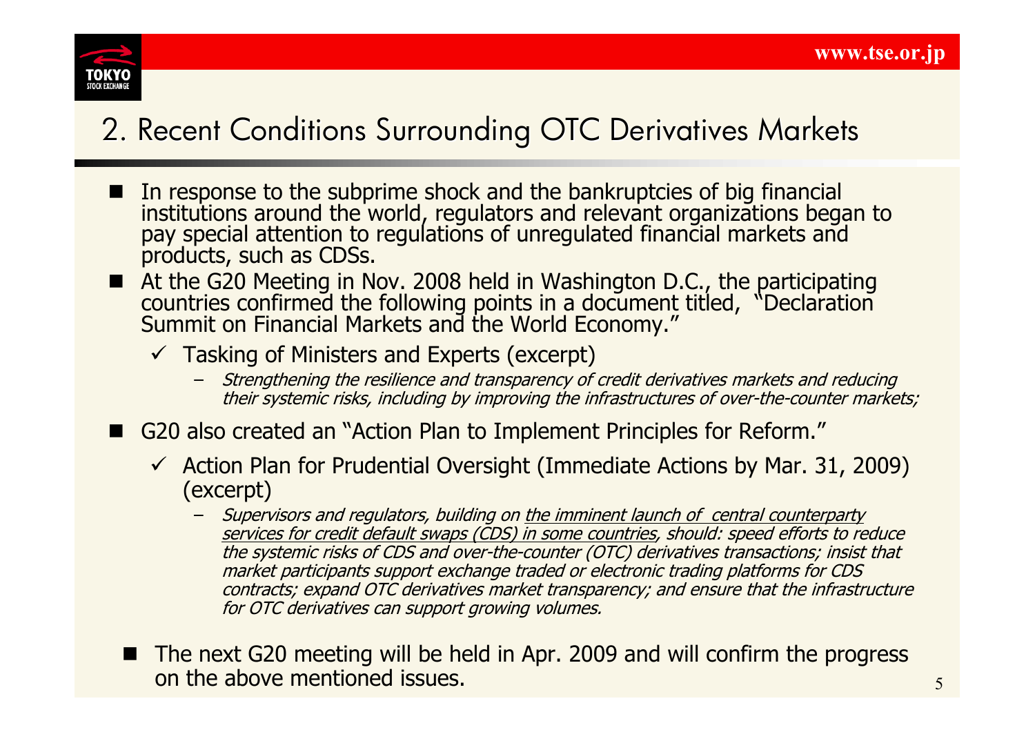# 2. Recent Conditions Surrounding OTC Derivatives Markets

- In response to the subprime shock and the bankruptcies of big financial institutions around the world, regulators and relevant organizations began to pay special attention to regulations of unregulated financial markets and products, such as CDSs.
- At the G20 Meeting in Nov. 2008 held in Washington D.C., the participating countries confirmed the following points in a document titled, "Declaration Summit on Financial Markets and the World Economy."
  - ✓ Tasking of Ministers and Experts (excerpt)
    - *Strengthening the resilience and transparency of credit derivatives markets and reducing their systemic risks, including by improving the infrastructures of over-the-counter markets;*
- G20 also created an "Action Plan to Implement Principles for Reform."
  - ✓ Action Plan for Prudential Oversight (Immediate Actions by Mar. 31, 2009) (excerpt)
    - *Supervisors and regulators, building on <u>the imminent launch of central counterparty services for credit default swaps (CDS) in some countries</u>, should: speed efforts to reduce the systemic risks of CDS and over-the-counter (OTC) derivatives transactions; insist that market participants support exchange traded or electronic trading platforms for CDS contracts; expand OTC derivatives market transparency; and ensure that the infrastructure for OTC derivatives can support growing volumes.*
- The next G20 meeting will be held in Apr. 2009 and will confirm the progress on the above mentioned issues.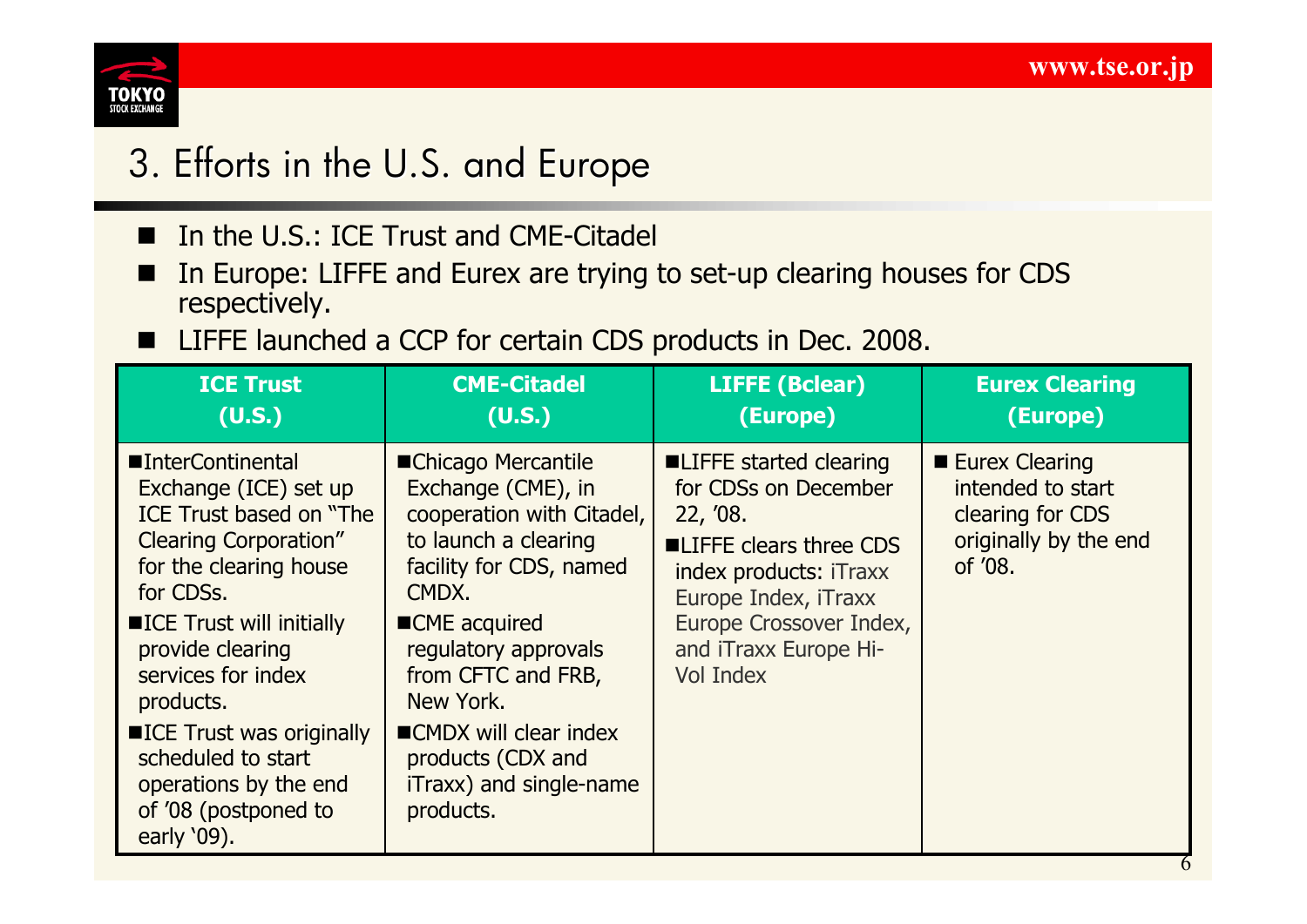# 3. Efforts in the U.S. and Europe

- In the U.S.: ICE Trust and CME-Citadel
- In Europe: LIFFE and Eurex are trying to set-up clearing houses for CDS respectively.
- LIFFE launched a CCP for certain CDS products in Dec. 2008.

| ICE Trust (U.S.) | CME-Citadel (U.S.) | LIFFE (Bclear) (Europe) | Eurex Clearing (Europe) |
|---|---|---|---|
| ■InterContinental Exchange (ICE) set up ICE Trust based on "The Clearing Corporation" for the clearing house for CDSs.<br>■ICE Trust will initially provide clearing services for index products.<br>■ICE Trust was originally scheduled to start operations by the end of '08 (postponed to early '09). | ■Chicago Mercantile Exchange (CME), in cooperation with Citadel, to launch a clearing facility for CDS, named CMDX.<br>■CME acquired regulatory approvals from CFTC and FRB, New York.<br>■CMDX will clear index products (CDX and iTraxx) and single-name products. | ■LIFFE started clearing for CDSs on December 22, '08.<br>■LIFFE clears three CDS index products: iTraxx Europe Index, iTraxx Europe Crossover Index, and iTraxx Europe Hi-Vol Index | ■ Eurex Clearing intended to start clearing for CDS originally by the end of '08. |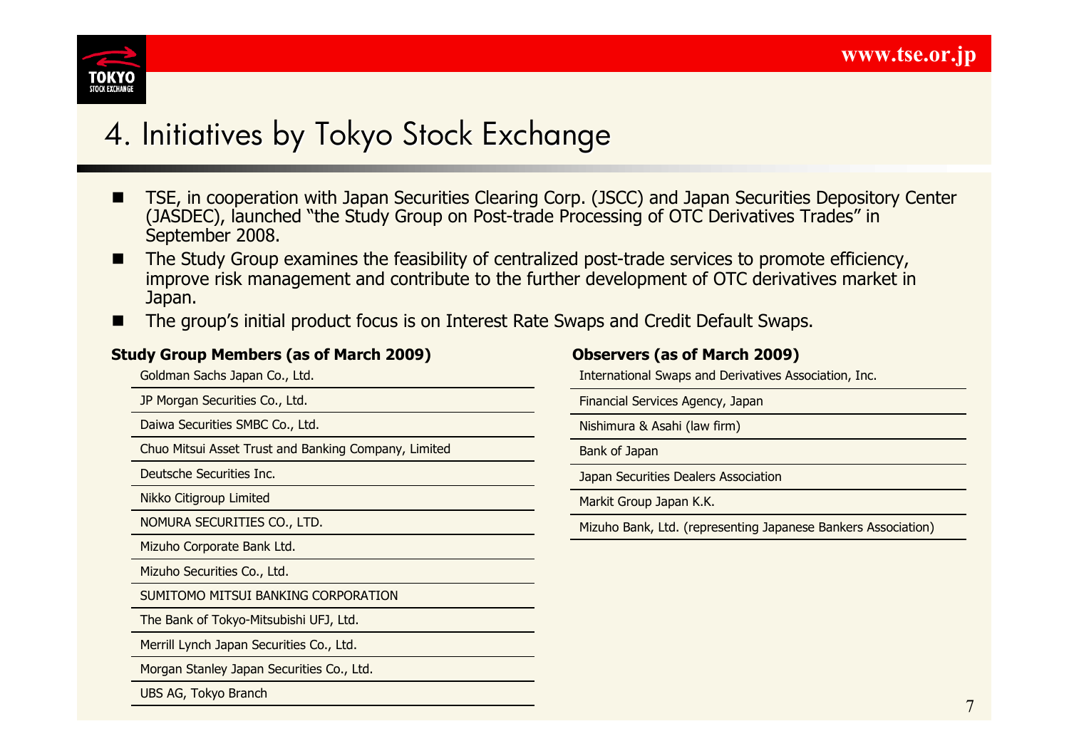# 4. Initiatives by Tokyo Stock Exchange

- TSE, in cooperation with Japan Securities Clearing Corp. (JSCC) and Japan Securities Depository Center (JASDEC), launched "the Study Group on Post-trade Processing of OTC Derivatives Trades" in September 2008.
- The Study Group examines the feasibility of centralized post-trade services to promote efficiency, improve risk management and contribute to the further development of OTC derivatives market in Japan.
- The group's initial product focus is on Interest Rate Swaps and Credit Default Swaps.

**Study Group Members (as of March 2009)**

| Study Group Members |
|---|
| Goldman Sachs Japan Co., Ltd. |
| JP Morgan Securities Co., Ltd. |
| Daiwa Securities SMBC Co., Ltd. |
| Chuo Mitsui Asset Trust and Banking Company, Limited |
| Deutsche Securities Inc. |
| Nikko Citigroup Limited |
| NOMURA SECURITIES CO., LTD. |
| Mizuho Corporate Bank Ltd. |
| Mizuho Securities Co., Ltd. |
| SUMITOMO MITSUI BANKING CORPORATION |
| The Bank of Tokyo-Mitsubishi UFJ, Ltd. |
| Merrill Lynch Japan Securities Co., Ltd. |
| Morgan Stanley Japan Securities Co., Ltd. |
| UBS AG, Tokyo Branch |

**Observers (as of March 2009)**

| Observers |
|---|
| International Swaps and Derivatives Association, Inc. |
| Financial Services Agency, Japan |
| Nishimura & Asahi (law firm) |
| Bank of Japan |
| Japan Securities Dealers Association |
| Markit Group Japan K.K. |
| Mizuho Bank, Ltd. (representing Japanese Bankers Association) |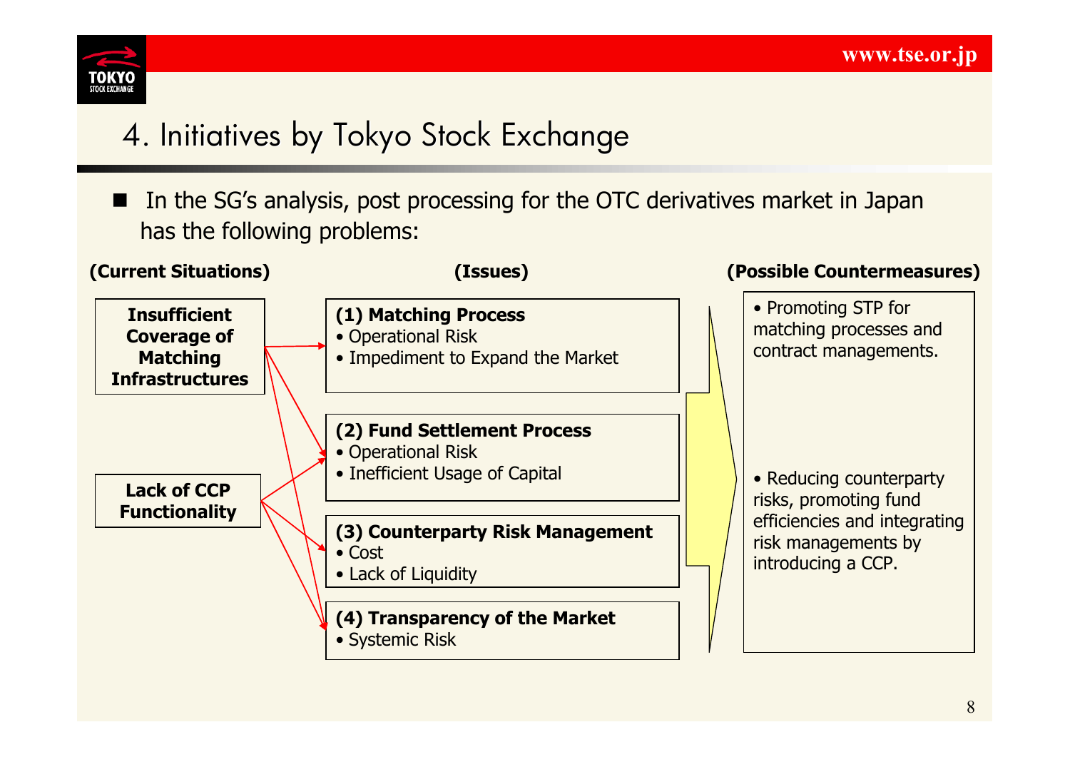# 4. Initiatives by Tokyo Stock Exchange

- In the SG's analysis, post processing for the OTC derivatives market in Japan has the following problems:

**(Current Situations)**

- **Insufficient Coverage of Matching Infrastructures**
- **Lack of CCP Functionality**

**(Issues)**

**(1) Matching Process**
- Operational Risk
- Impediment to Expand the Market

**(2) Fund Settlement Process**
- Operational Risk
- Inefficient Usage of Capital

**(3) Counterparty Risk Management**
- Cost
- Lack of Liquidity

**(4) Transparency of the Market**
- Systemic Risk

**(Possible Countermeasures)**

- Promoting STP for matching processes and contract managements.
- Reducing counterparty risks, promoting fund efficiencies and integrating risk managements by introducing a CCP.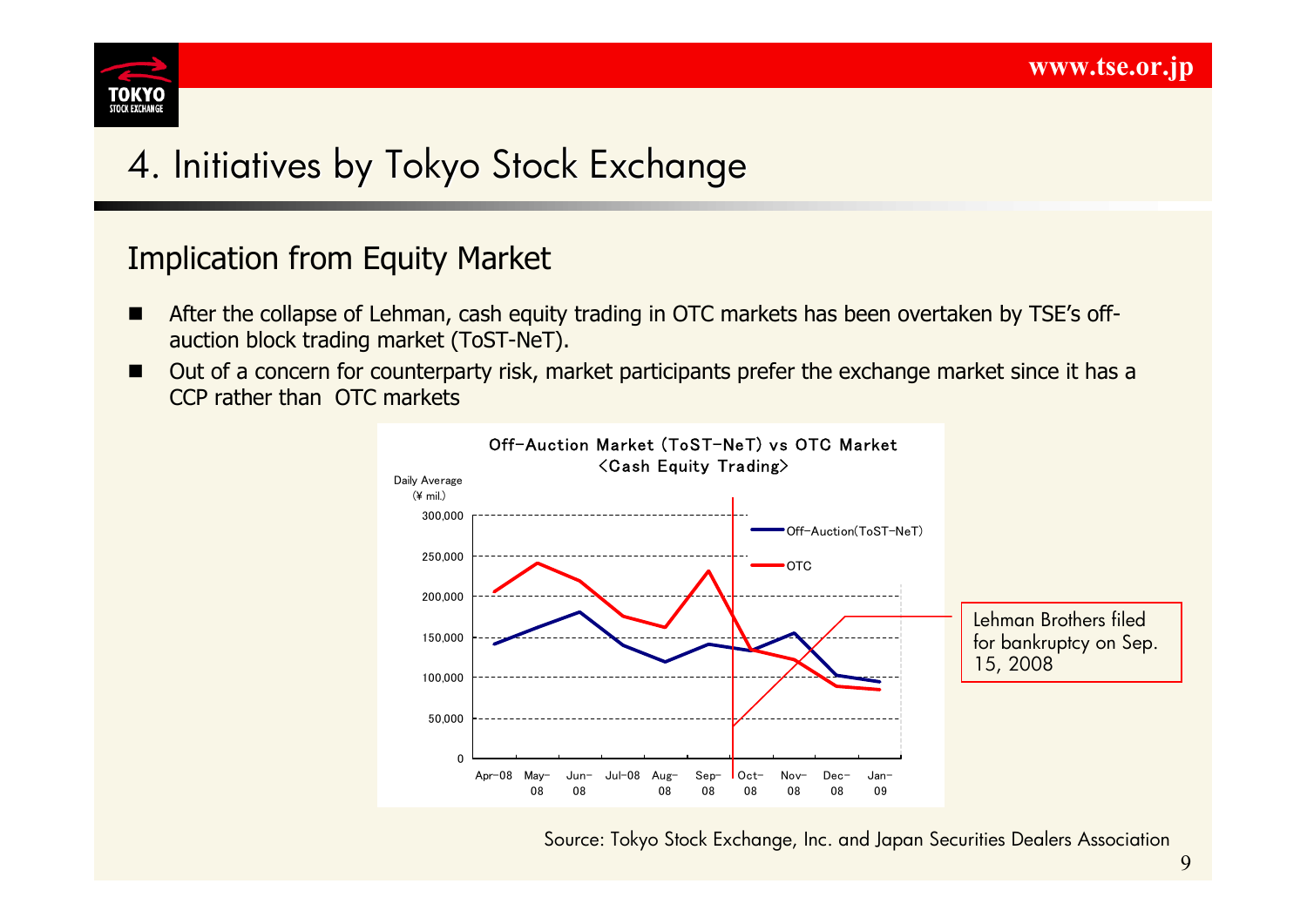# 4. Initiatives by Tokyo Stock Exchange

## Implication from Equity Market

- After the collapse of Lehman, cash equity trading in OTC markets has been overtaken by TSE's off-auction block trading market (ToST-NeT).
- Out of a concern for counterparty risk, market participants prefer the exchange market since it has a CCP rather than OTC markets

Off-Auction Market (ToST-NeT) vs OTC Market
<Cash Equity Trading>

Lehman Brothers filed for bankruptcy on Sep. 15, 2008

Source: Tokyo Stock Exchange, Inc. and Japan Securities Dealers Association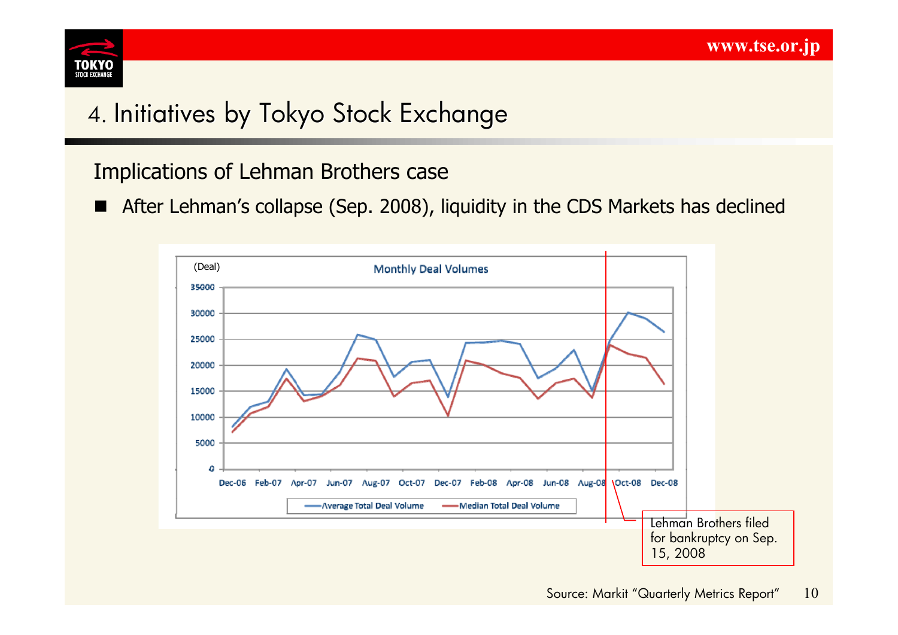# 4. Initiatives by Tokyo Stock Exchange

## Implications of Lehman Brothers case

- After Lehman's collapse (Sep. 2008), liquidity in the CDS Markets has declined

(Deal)

**Monthly Deal Volumes**

Y-axis: 0, 5000, 10000, 15000, 20000, 25000, 30000, 35000

X-axis: Dec-06, Feb-07, Apr-07, Jun-07, Aug-07, Oct-07, Dec-07, Feb-08, Apr-08, Jun-08, Aug-08, Oct-08, Dec-08

Legend: Average Total Deal Volume; Median Total Deal Volume

Lehman Brothers filed for bankruptcy on Sep. 15, 2008

Source: Markit "Quarterly Metrics Report"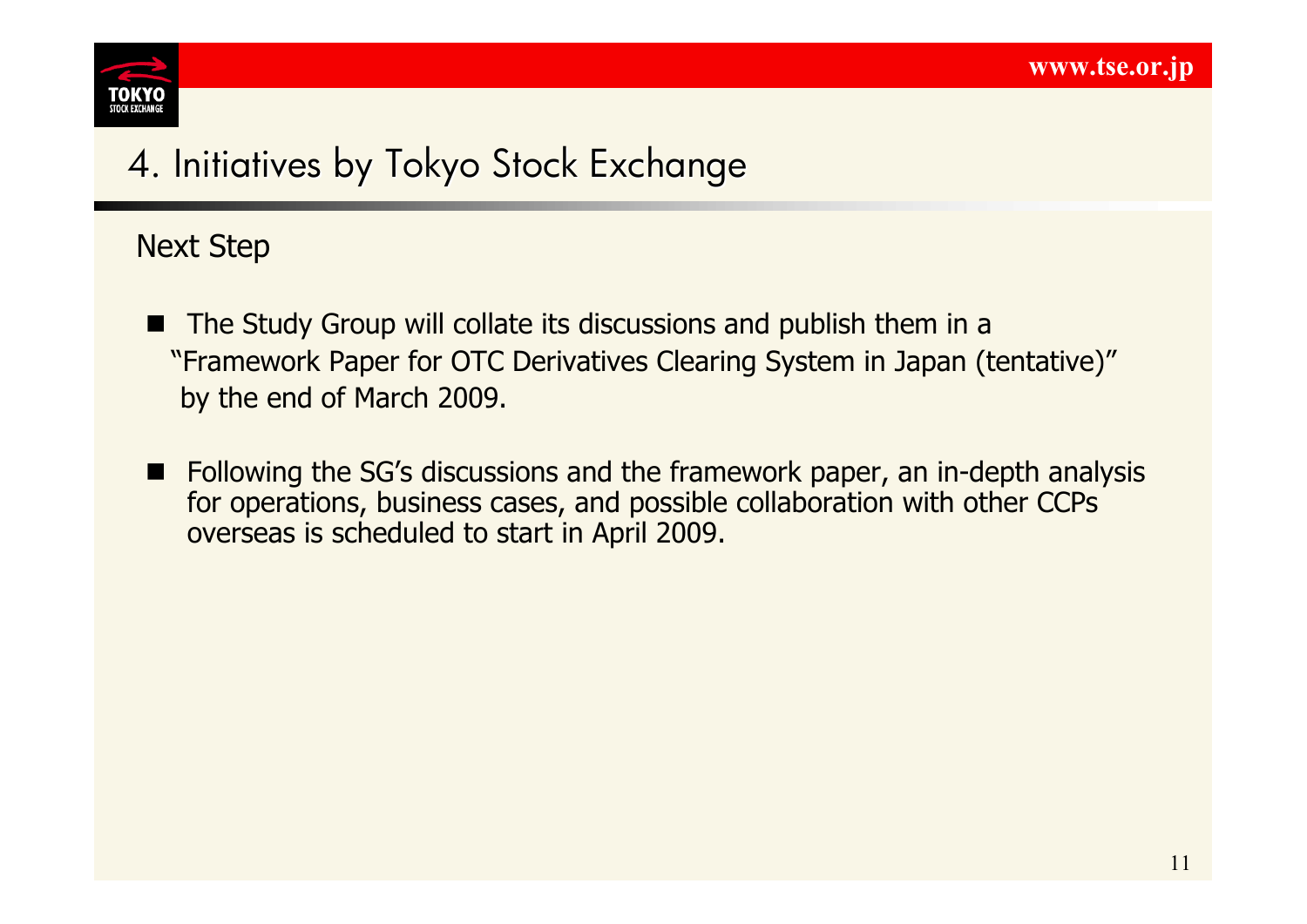# 4. Initiatives by Tokyo Stock Exchange

## Next Step

- The Study Group will collate its discussions and publish them in a "Framework Paper for OTC Derivatives Clearing System in Japan (tentative)" by the end of March 2009.
- Following the SG's discussions and the framework paper, an in-depth analysis for operations, business cases, and possible collaboration with other CCPs overseas is scheduled to start in April 2009.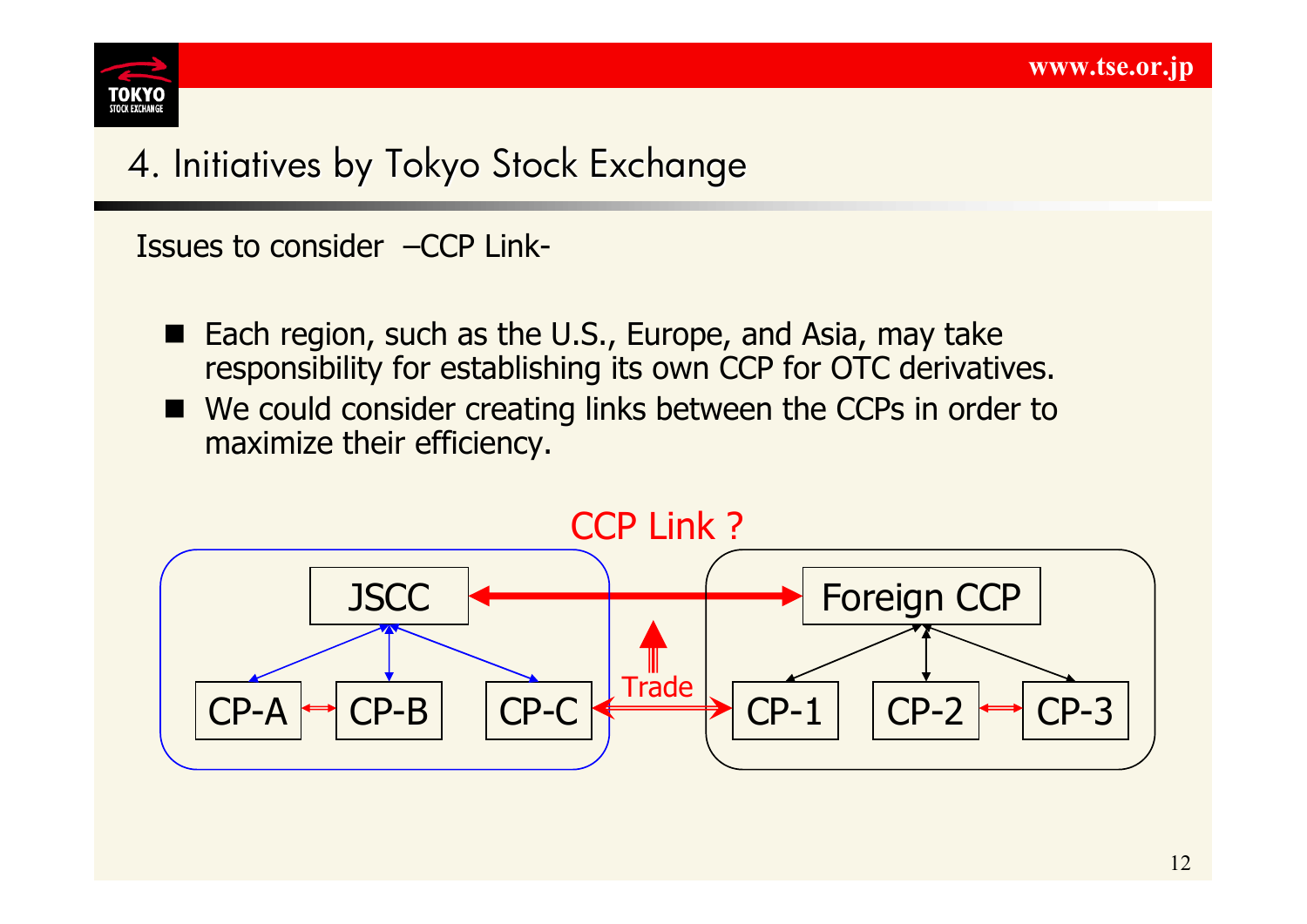# 4. Initiatives by Tokyo Stock Exchange

Issues to consider –CCP Link-

- Each region, such as the U.S., Europe, and Asia, may take responsibility for establishing its own CCP for OTC derivatives.
- We could consider creating links between the CCPs in order to maximize their efficiency.

CCP Link ?

JSCC

Foreign CCP

CP-A

CP-B

CP-C

Trade

CP-1

CP-2

CP-3